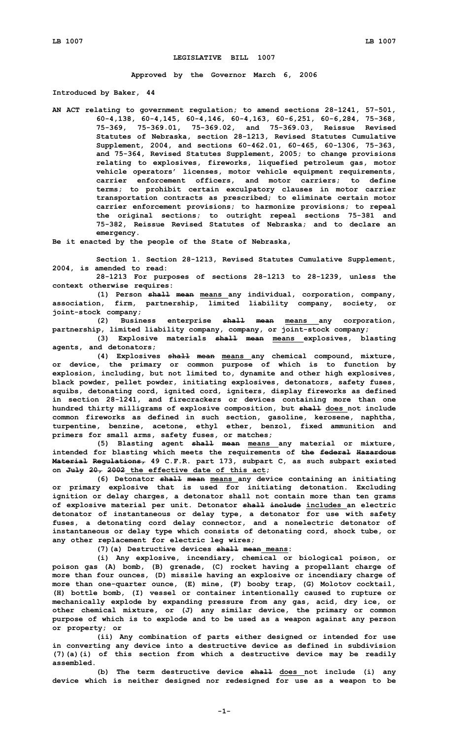# LEGISLATIVE BILL 1007

**Approved by the Governor March 6, 2006**

**Introduced by Baker, 44**

**AN ACT relating to government regulation; to amend sections 28-1241, 57-501, 60-4,138, 60-4,145, 60-4,146, 60-4,163, 60-6,251, 60-6,284, 75-368, 75-369, 75-369.01, 75-369.02, and 75-369.03, Reissue Revised Statutes of Nebraska, section 28-1213, Revised Statutes Cumulative Supplement, 2004, and sections 60-462.01, 60-465, 60-1306, 75-363, and 75-364, Revised Statutes Supplement, 2005; to change provisions relating to explosives, fireworks, liquefied petroleum gas, motor vehicle operators' licenses, motor vehicle equipment requirements, carrier enforcement officers, and motor carriers; to define terms; to prohibit certain exculpatory clauses in motor carrier transportation contracts as prescribed; to eliminate certain motor carrier enforcement provisions; to harmonize provisions; to repeal the original sections; to outright repeal sections 75-381 and 75-382, Reissue Revised Statutes of Nebraska; and to declare an emergency.**

**Be it enacted by the people of the State of Nebraska,**

**Section 1. Section 28-1213, Revised Statutes Cumulative Supplement, 2004, is amended to read:**

**28-1213 For purposes of sections 28-1213 to 28-1239, unless the context otherwise requires:**

**(1) Person ~~shall mean~~ means any individual, corporation, company, association, firm, partnership, limited liability company, society, or joint-stock company;**

**(2) Business enterprise ~~shall mean~~ means any corporation, partnership, limited liability company, company, or joint-stock company;**

**(3) Explosive materials ~~shall mean~~ means explosives, blasting agents, and detonators;**

**(4) Explosives ~~shall mean~~ means any chemical compound, mixture, or device, the primary or common purpose of which is to function by explosion, including, but not limited to, dynamite and other high explosives, black powder, pellet powder, initiating explosives, detonators, safety fuses, squibs, detonating cord, ignited cord, igniters, display fireworks as defined in section 28-1241, and firecrackers or devices containing more than one hundred thirty milligrams of explosive composition, but ~~shall~~ does not include common fireworks as defined in such section, gasoline, kerosene, naphtha, turpentine, benzine, acetone, ethyl ether, benzol, fixed ammunition and primers for small arms, safety fuses, or matches;**

**(5) Blasting agent ~~shall mean~~ means any material or mixture, intended for blasting which meets the requirements of ~~the federal Hazardous Material Regulations,~~ 49 C.F.R. part 173, subpart C, as such subpart existed on ~~July 20, 2002~~ the effective date of this act;**

**(6) Detonator ~~shall mean~~ means any device containing an initiating or primary explosive that is used for initiating detonation. Excluding ignition or delay charges, a detonator shall not contain more than ten grams of explosive material per unit. Detonator ~~shall include~~ includes an electric detonator of instantaneous or delay type, a detonator for use with safety fuses, a detonating cord delay connector, and a nonelectric detonator of instantaneous or delay type which consists of detonating cord, shock tube, or any other replacement for electric leg wires;**

**(7)(a) Destructive devices ~~shall mean~~ means:**

**(i) Any explosive, incendiary, chemical or biological poison, or poison gas (A) bomb, (B) grenade, (C) rocket having a propellant charge of more than four ounces, (D) missile having an explosive or incendiary charge of more than one-quarter ounce, (E) mine, (F) booby trap, (G) Molotov cocktail, (H) bottle bomb, (I) vessel or container intentionally caused to rupture or mechanically explode by expanding pressure from any gas, acid, dry ice, or other chemical mixture, or (J) any similar device, the primary or common purpose of which is to explode and to be used as a weapon against any person or property; or**

**(ii) Any combination of parts either designed or intended for use in converting any device into a destructive device as defined in subdivision (7)(a)(i) of this section from which a destructive device may be readily assembled.**

**(b) The term destructive device ~~shall~~ does not include (i) any device which is neither designed nor redesigned for use as a weapon to be**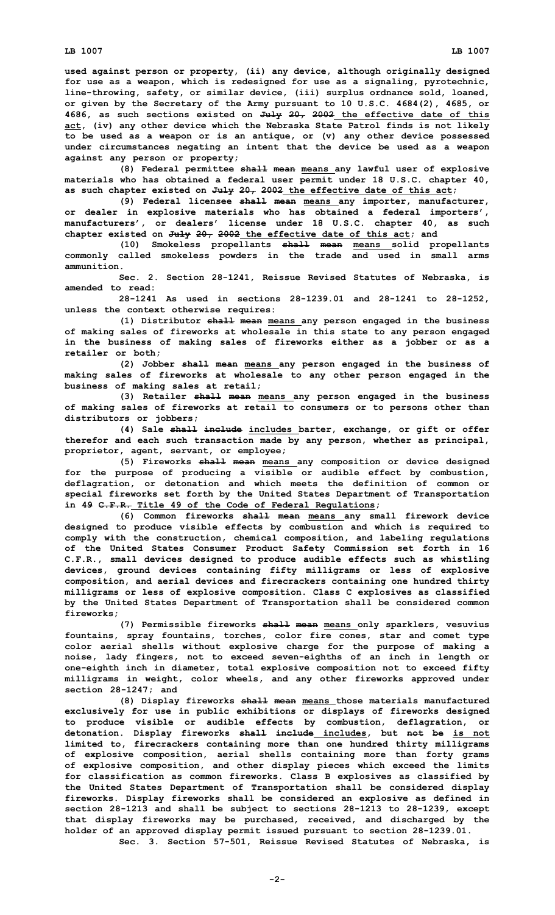used against person or property, (ii) any device, although originally designed for use as a weapon, which is redesigned for use as a signaling, pyrotechnic, line-throwing, safety, or similar device, (iii) surplus ordnance sold, loaned, or given by the Secretary of the Army pursuant to 10 U.S.C. 4684(2), 4685, or 4686, as such sections existed on ~~July 20, 2002~~ the effective date of this act, (iv) any other device which the Nebraska State Patrol finds is not likely to be used as a weapon or is an antique, or (v) any other device possessed under circumstances negating an intent that the device be used as a weapon against any person or property;

(8) Federal permittee ~~shall mean~~ means any lawful user of explosive materials who has obtained a federal user permit under 18 U.S.C. chapter 40, as such chapter existed on ~~July 20, 2002~~ the effective date of this act;

(9) Federal licensee ~~shall mean~~ means any importer, manufacturer, or dealer in explosive materials who has obtained a federal importers', manufacturers', or dealers' license under 18 U.S.C. chapter 40, as such chapter existed on ~~July 20, 2002~~ the effective date of this act; and

(10) Smokeless propellants ~~shall mean~~ means solid propellants commonly called smokeless powders in the trade and used in small arms ammunition.

Sec. 2. Section 28-1241, Reissue Revised Statutes of Nebraska, is amended to read:

28-1241 As used in sections 28-1239.01 and 28-1241 to 28-1252, unless the context otherwise requires:

(1) Distributor ~~shall mean~~ means any person engaged in the business of making sales of fireworks at wholesale in this state to any person engaged in the business of making sales of fireworks either as a jobber or as a retailer or both;

(2) Jobber ~~shall mean~~ means any person engaged in the business of making sales of fireworks at wholesale to any other person engaged in the business of making sales at retail;

(3) Retailer ~~shall mean~~ means any person engaged in the business of making sales of fireworks at retail to consumers or to persons other than distributors or jobbers;

(4) Sale ~~shall include~~ includes barter, exchange, or gift or offer therefor and each such transaction made by any person, whether as principal, proprietor, agent, servant, or employee;

(5) Fireworks ~~shall mean~~ means any composition or device designed for the purpose of producing a visible or audible effect by combustion, deflagration, or detonation and which meets the definition of common or special fireworks set forth by the United States Department of Transportation in ~~49 C.F.R.~~ Title 49 of the Code of Federal Regulations;

(6) Common fireworks ~~shall mean~~ means any small firework device designed to produce visible effects by combustion and which is required to comply with the construction, chemical composition, and labeling regulations of the United States Consumer Product Safety Commission set forth in 16 C.F.R., small devices designed to produce audible effects such as whistling devices, ground devices containing fifty milligrams or less of explosive composition, and aerial devices and firecrackers containing one hundred thirty milligrams or less of explosive composition. Class C explosives as classified by the United States Department of Transportation shall be considered common fireworks;

(7) Permissible fireworks ~~shall mean~~ means only sparklers, vesuvius fountains, spray fountains, torches, color fire cones, star and comet type color aerial shells without explosive charge for the purpose of making a noise, lady fingers, not to exceed seven-eighths of an inch in length or one-eighth inch in diameter, total explosive composition not to exceed fifty milligrams in weight, color wheels, and any other fireworks approved under section 28-1247; and

(8) Display fireworks ~~shall mean~~ means those materials manufactured exclusively for use in public exhibitions or displays of fireworks designed to produce visible or audible effects by combustion, deflagration, or detonation. Display fireworks ~~shall include~~ includes, but ~~not be~~ is not limited to, firecrackers containing more than one hundred thirty milligrams of explosive composition, aerial shells containing more than forty grams of explosive composition, and other display pieces which exceed the limits for classification as common fireworks. Class B explosives as classified by the United States Department of Transportation shall be considered display fireworks. Display fireworks shall be considered an explosive as defined in section 28-1213 and shall be subject to sections 28-1213 to 28-1239, except that display fireworks may be purchased, received, and discharged by the holder of an approved display permit issued pursuant to section 28-1239.01.

Sec. 3. Section 57-501, Reissue Revised Statutes of Nebraska, is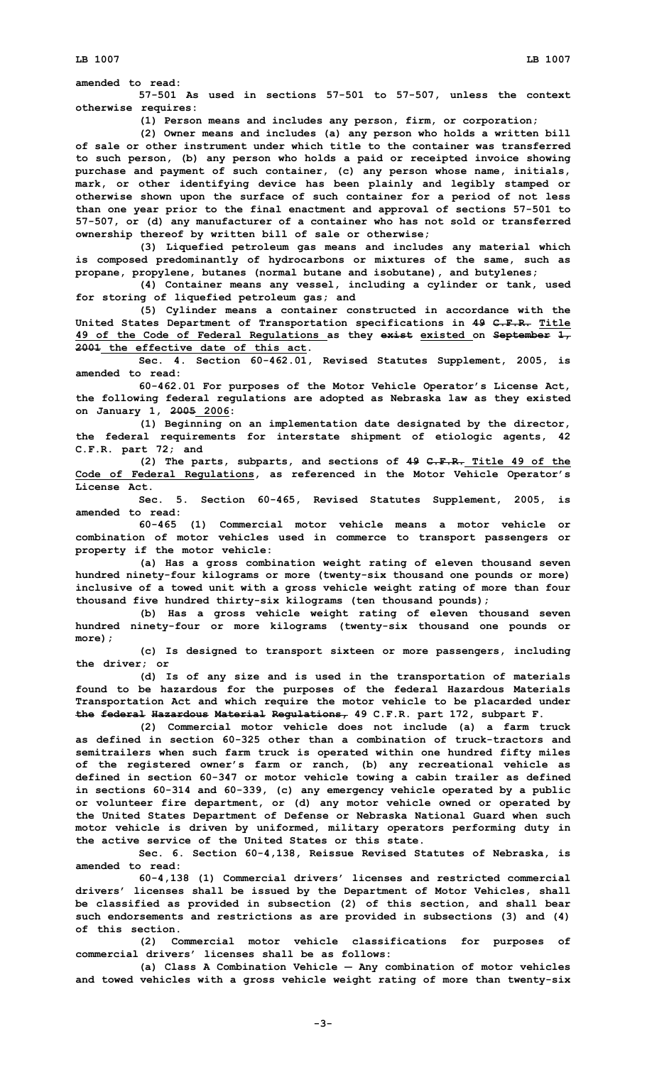amended to read:

57-501 As used in sections 57-501 to 57-507, unless the context otherwise requires:

(1) Person means and includes any person, firm, or corporation;

(2) Owner means and includes (a) any person who holds a written bill of sale or other instrument under which title to the container was transferred to such person, (b) any person who holds a paid or receipted invoice showing purchase and payment of such container, (c) any person whose name, initials, mark, or other identifying device has been plainly and legibly stamped or otherwise shown upon the surface of such container for a period of not less than one year prior to the final enactment and approval of sections 57-501 to 57-507, or (d) any manufacturer of a container who has not sold or transferred ownership thereof by written bill of sale or otherwise;

(3) Liquefied petroleum gas means and includes any material which is composed predominantly of hydrocarbons or mixtures of the same, such as propane, propylene, butanes (normal butane and isobutane), and butylenes;

(4) Container means any vessel, including a cylinder or tank, used for storing of liquefied petroleum gas; and

(5) Cylinder means a container constructed in accordance with the United States Department of Transportation specifications in ~~49 C.F.R.~~ Title 49 of the Code of Federal Regulations as they ~~exist~~ existed on ~~September 1, 2001~~ the effective date of this act.

Sec. 4. Section 60-462.01, Revised Statutes Supplement, 2005, is amended to read:

60-462.01 For purposes of the Motor Vehicle Operator's License Act, the following federal regulations are adopted as Nebraska law as they existed on January 1, ~~2005~~ 2006:

(1) Beginning on an implementation date designated by the director, the federal requirements for interstate shipment of etiologic agents, 42 C.F.R. part 72; and

(2) The parts, subparts, and sections of ~~49 C.F.R.~~ Title 49 of the Code of Federal Regulations, as referenced in the Motor Vehicle Operator's License Act.

Sec. 5. Section 60-465, Revised Statutes Supplement, 2005, is amended to read:

60-465 (1) Commercial motor vehicle means a motor vehicle or combination of motor vehicles used in commerce to transport passengers or property if the motor vehicle:

(a) Has a gross combination weight rating of eleven thousand seven hundred ninety-four kilograms or more (twenty-six thousand one pounds or more) inclusive of a towed unit with a gross vehicle weight rating of more than four thousand five hundred thirty-six kilograms (ten thousand pounds);

(b) Has a gross vehicle weight rating of eleven thousand seven hundred ninety-four or more kilograms (twenty-six thousand one pounds or more);

(c) Is designed to transport sixteen or more passengers, including the driver; or

(d) Is of any size and is used in the transportation of materials found to be hazardous for the purposes of the federal Hazardous Materials Transportation Act and which require the motor vehicle to be placarded under ~~the federal Hazardous Material Regulations,~~ 49 C.F.R. part 172, subpart F.

(2) Commercial motor vehicle does not include (a) a farm truck as defined in section 60-325 other than a combination of truck-tractors and semitrailers when such farm truck is operated within one hundred fifty miles of the registered owner's farm or ranch, (b) any recreational vehicle as defined in section 60-347 or motor vehicle towing a cabin trailer as defined in sections 60-314 and 60-339, (c) any emergency vehicle operated by a public or volunteer fire department, or (d) any motor vehicle owned or operated by the United States Department of Defense or Nebraska National Guard when such motor vehicle is driven by uniformed, military operators performing duty in the active service of the United States or this state.

Sec. 6. Section 60-4,138, Reissue Revised Statutes of Nebraska, is amended to read:

60-4,138 (1) Commercial drivers' licenses and restricted commercial drivers' licenses shall be issued by the Department of Motor Vehicles, shall be classified as provided in subsection (2) of this section, and shall bear such endorsements and restrictions as are provided in subsections (3) and (4) of this section.

(2) Commercial motor vehicle classifications for purposes of commercial drivers' licenses shall be as follows:

(a) Class A Combination Vehicle — Any combination of motor vehicles and towed vehicles with a gross vehicle weight rating of more than twenty-six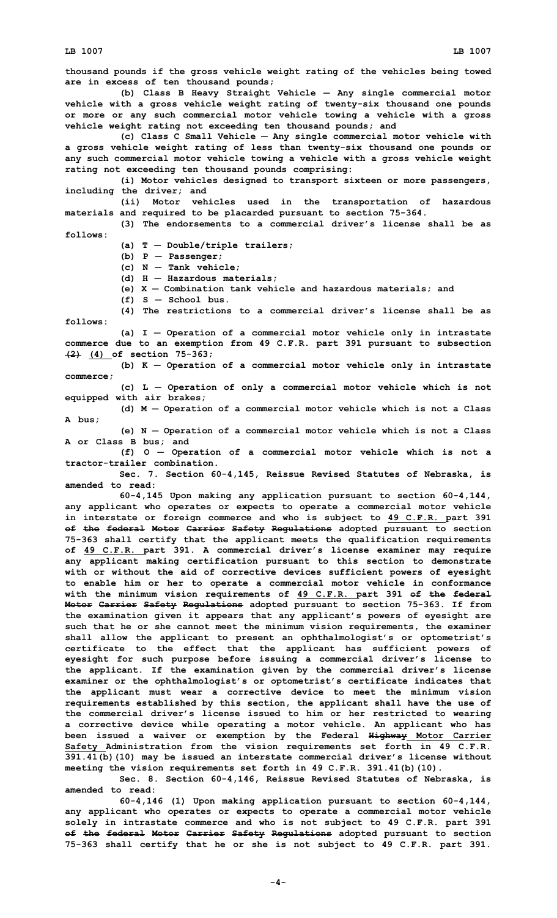thousand pounds if the gross vehicle weight rating of the vehicles being towed are in excess of ten thousand pounds;

(b) Class B Heavy Straight Vehicle — Any single commercial motor vehicle with a gross vehicle weight rating of twenty-six thousand one pounds or more or any such commercial motor vehicle towing a vehicle with a gross vehicle weight rating not exceeding ten thousand pounds; and

(c) Class C Small Vehicle — Any single commercial motor vehicle with a gross vehicle weight rating of less than twenty-six thousand one pounds or any such commercial motor vehicle towing a vehicle with a gross vehicle weight rating not exceeding ten thousand pounds comprising:

(i) Motor vehicles designed to transport sixteen or more passengers, including the driver; and

(ii) Motor vehicles used in the transportation of hazardous materials and required to be placarded pursuant to section 75-364.

(3) The endorsements to a commercial driver's license shall be as follows:

(a) T — Double/triple trailers;

(b) P — Passenger;

(c) N — Tank vehicle;

(d) H — Hazardous materials;

(e) X — Combination tank vehicle and hazardous materials; and

(f) S — School bus.

(4) The restrictions to a commercial driver's license shall be as follows:

(a) I — Operation of a commercial motor vehicle only in intrastate commerce due to an exemption from 49 C.F.R. part 391 pursuant to subsection ~~(2)~~ (4) of section 75-363;

(b) K — Operation of a commercial motor vehicle only in intrastate commerce;

(c) L — Operation of only a commercial motor vehicle which is not equipped with air brakes;

(d) M — Operation of a commercial motor vehicle which is not a Class A bus;

(e) N — Operation of a commercial motor vehicle which is not a Class A or Class B bus; and

(f) O — Operation of a commercial motor vehicle which is not a tractor-trailer combination.

Sec. 7. Section 60-4,145, Reissue Revised Statutes of Nebraska, is amended to read:

60-4,145 Upon making any application pursuant to section 60-4,144, any applicant who operates or expects to operate a commercial motor vehicle in interstate or foreign commerce and who is subject to 49 C.F.R. part 391 ~~of the federal Motor Carrier Safety Regulations~~ adopted pursuant to section 75-363 shall certify that the applicant meets the qualification requirements of 49 C.F.R. part 391. A commercial driver's license examiner may require any applicant making certification pursuant to this section to demonstrate with or without the aid of corrective devices sufficient powers of eyesight to enable him or her to operate a commercial motor vehicle in conformance with the minimum vision requirements of 49 C.F.R. part 391 ~~of the federal Motor Carrier Safety Regulations~~ adopted pursuant to section 75-363. If from the examination given it appears that any applicant's powers of eyesight are such that he or she cannot meet the minimum vision requirements, the examiner shall allow the applicant to present an ophthalmologist's or optometrist's certificate to the effect that the applicant has sufficient powers of eyesight for such purpose before issuing a commercial driver's license to the applicant. If the examination given by the commercial driver's license examiner or the ophthalmologist's or optometrist's certificate indicates that the applicant must wear a corrective device to meet the minimum vision requirements established by this section, the applicant shall have the use of the commercial driver's license issued to him or her restricted to wearing a corrective device while operating a motor vehicle. An applicant who has been issued a waiver or exemption by the Federal ~~Highway~~ Motor Carrier Safety Administration from the vision requirements set forth in 49 C.F.R. 391.41(b)(10) may be issued an interstate commercial driver's license without meeting the vision requirements set forth in 49 C.F.R. 391.41(b)(10).

Sec. 8. Section 60-4,146, Reissue Revised Statutes of Nebraska, is amended to read:

60-4,146 (1) Upon making application pursuant to section 60-4,144, any applicant who operates or expects to operate a commercial motor vehicle solely in intrastate commerce and who is not subject to 49 C.F.R. part 391 ~~of the federal Motor Carrier Safety Regulations~~ adopted pursuant to section 75-363 shall certify that he or she is not subject to 49 C.F.R. part 391.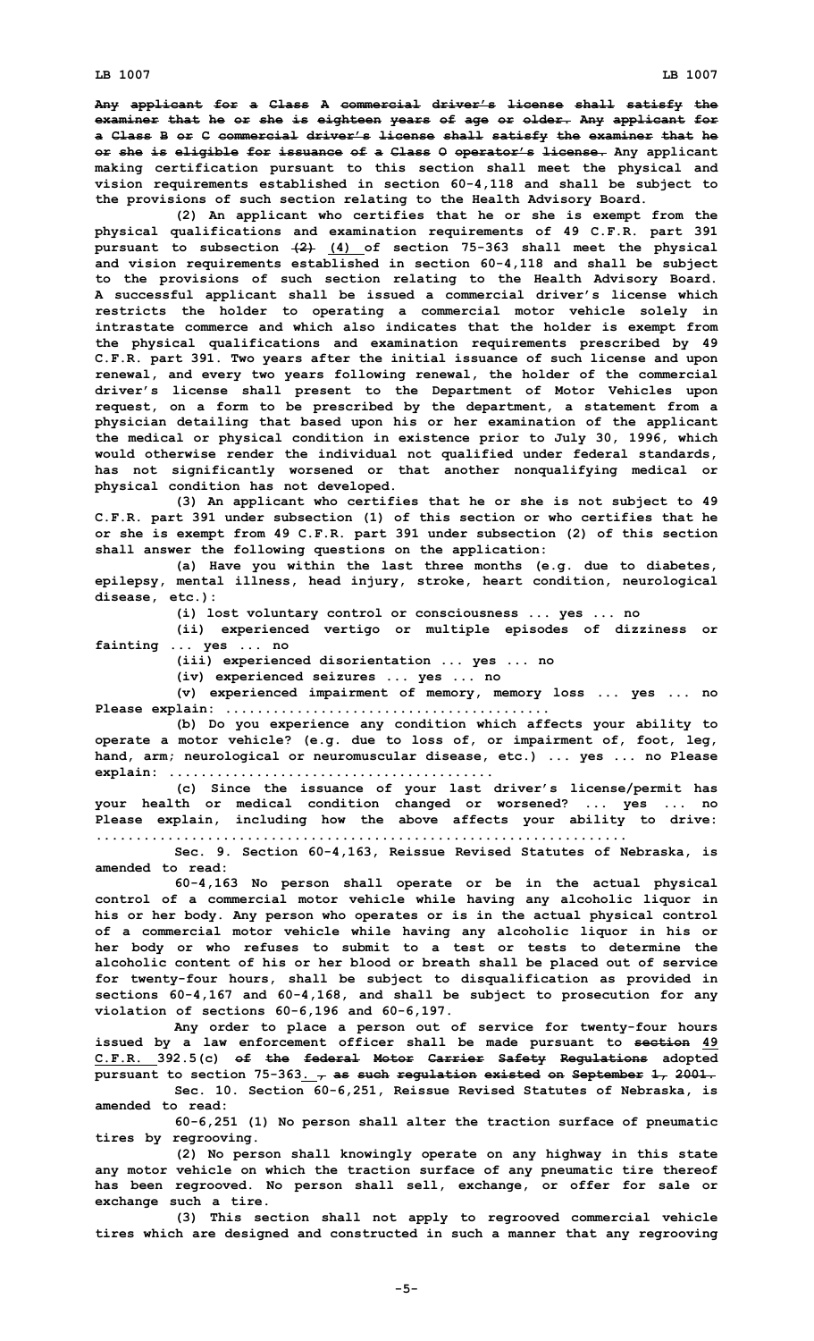~~Any applicant for a Class A commercial driver's license shall satisfy the examiner that he or she is eighteen years of age or older. Any applicant for a Class B or C commercial driver's license shall satisfy the examiner that he or she is eligible for issuance of a Class O operator's license.~~ Any applicant making certification pursuant to this section shall meet the physical and vision requirements established in section 60-4,118 and shall be subject to the provisions of such section relating to the Health Advisory Board.

(2) An applicant who certifies that he or she is exempt from the physical qualifications and examination requirements of 49 C.F.R. part 391 pursuant to subsection ~~(2)~~ (4) of section 75-363 shall meet the physical and vision requirements established in section 60-4,118 and shall be subject to the provisions of such section relating to the Health Advisory Board. A successful applicant shall be issued a commercial driver's license which restricts the holder to operating a commercial motor vehicle solely in intrastate commerce and which also indicates that the holder is exempt from the physical qualifications and examination requirements prescribed by 49 C.F.R. part 391. Two years after the initial issuance of such license and upon renewal, and every two years following renewal, the holder of the commercial driver's license shall present to the Department of Motor Vehicles upon request, on a form to be prescribed by the department, a statement from a physician detailing that based upon his or her examination of the applicant the medical or physical condition in existence prior to July 30, 1996, which would otherwise render the individual not qualified under federal standards, has not significantly worsened or that another nonqualifying medical or physical condition has not developed.

(3) An applicant who certifies that he or she is not subject to 49 C.F.R. part 391 under subsection (1) of this section or who certifies that he or she is exempt from 49 C.F.R. part 391 under subsection (2) of this section shall answer the following questions on the application:

(a) Have you within the last three months (e.g. due to diabetes, epilepsy, mental illness, head injury, stroke, heart condition, neurological disease, etc.):

(i) lost voluntary control or consciousness ... yes ... no

(ii) experienced vertigo or multiple episodes of dizziness or fainting ... yes ... no

(iii) experienced disorientation ... yes ... no

(iv) experienced seizures ... yes ... no

(v) experienced impairment of memory, memory loss ... yes ... no Please explain: .......................................

(b) Do you experience any condition which affects your ability to operate a motor vehicle? (e.g. due to loss of, or impairment of, foot, leg, hand, arm; neurological or neuromuscular disease, etc.) ... yes ... no Please explain: .......................................

(c) Since the issuance of your last driver's license/permit has your health or medical condition changed or worsened? ... yes ... no Please explain, including how the above affects your ability to drive: ..................................................................

Sec. 9. Section 60-4,163, Reissue Revised Statutes of Nebraska, is amended to read:

60-4,163 No person shall operate or be in the actual physical control of a commercial motor vehicle while having any alcoholic liquor in his or her body. Any person who operates or is in the actual physical control of a commercial motor vehicle while having any alcoholic liquor in his or her body or who refuses to submit to a test or tests to determine the alcoholic content of his or her blood or breath shall be placed out of service for twenty-four hours, shall be subject to disqualification as provided in sections 60-4,167 and 60-4,168, and shall be subject to prosecution for any violation of sections 60-6,196 and 60-6,197.

Any order to place a person out of service for twenty-four hours issued by a law enforcement officer shall be made pursuant to ~~section~~ 49 C.F.R. 392.5(c) ~~of the federal Motor Carrier Safety Regulations~~ adopted pursuant to section 75-363. ~~, as such regulation existed on September 1, 2001.~~

Sec. 10. Section 60-6,251, Reissue Revised Statutes of Nebraska, is amended to read:

60-6,251 (1) No person shall alter the traction surface of pneumatic tires by regrooving.

(2) No person shall knowingly operate on any highway in this state any motor vehicle on which the traction surface of any pneumatic tire thereof has been regrooved. No person shall sell, exchange, or offer for sale or exchange such a tire.

(3) This section shall not apply to regrooved commercial vehicle tires which are designed and constructed in such a manner that any regrooving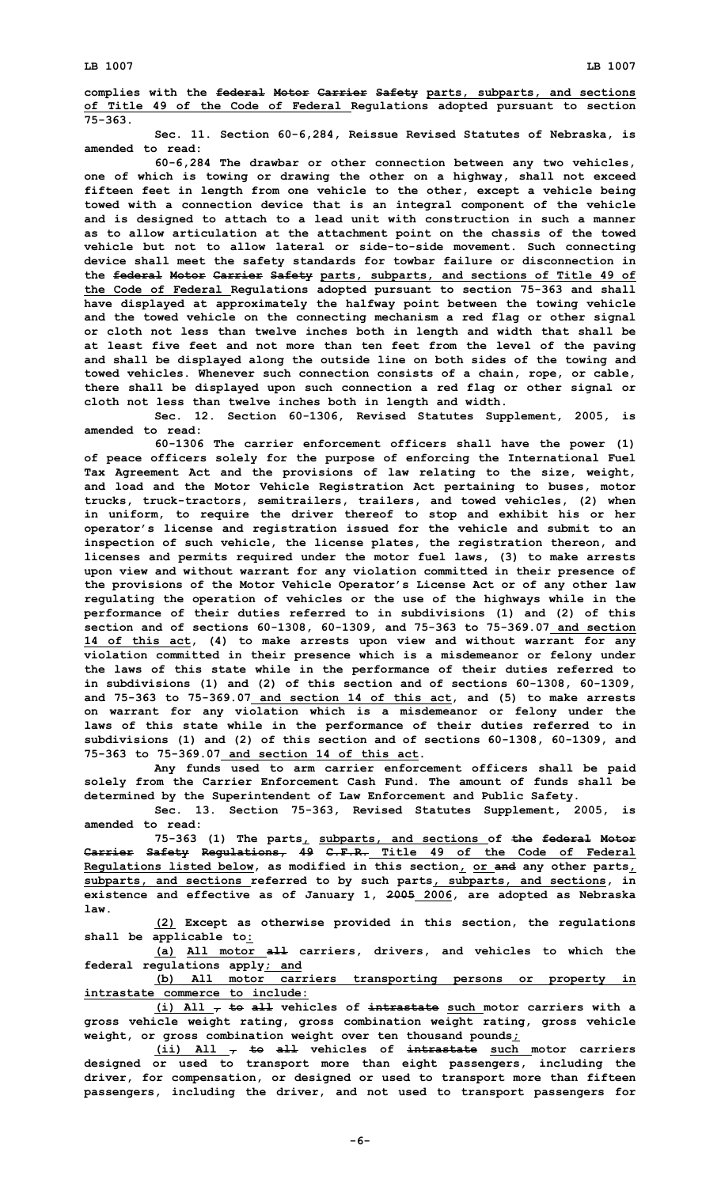complies with the ~~federal Motor Carrier Safety~~ parts, subparts, and sections of Title 49 of the Code of Federal Regulations adopted pursuant to section 75-363.

Sec. 11. Section 60-6,284, Reissue Revised Statutes of Nebraska, is amended to read:

60-6,284 The drawbar or other connection between any two vehicles, one of which is towing or drawing the other on a highway, shall not exceed fifteen feet in length from one vehicle to the other, except a vehicle being towed with a connection device that is an integral component of the vehicle and is designed to attach to a lead unit with construction in such a manner as to allow articulation at the attachment point on the chassis of the towed vehicle but not to allow lateral or side-to-side movement. Such connecting device shall meet the safety standards for towbar failure or disconnection in the ~~federal Motor Carrier Safety~~ parts, subparts, and sections of Title 49 of the Code of Federal Regulations adopted pursuant to section 75-363 and shall have displayed at approximately the halfway point between the towing vehicle and the towed vehicle on the connecting mechanism a red flag or other signal or cloth not less than twelve inches both in length and width that shall be at least five feet and not more than ten feet from the level of the paving and shall be displayed along the outside line on both sides of the towing and towed vehicles. Whenever such connection consists of a chain, rope, or cable, there shall be displayed upon such connection a red flag or other signal or cloth not less than twelve inches both in length and width.

Sec. 12. Section 60-1306, Revised Statutes Supplement, 2005, is amended to read:

60-1306 The carrier enforcement officers shall have the power (1) of peace officers solely for the purpose of enforcing the International Fuel Tax Agreement Act and the provisions of law relating to the size, weight, and load and the Motor Vehicle Registration Act pertaining to buses, motor trucks, truck-tractors, semitrailers, trailers, and towed vehicles, (2) when in uniform, to require the driver thereof to stop and exhibit his or her operator's license and registration issued for the vehicle and submit to an inspection of such vehicle, the license plates, the registration thereon, and licenses and permits required under the motor fuel laws, (3) to make arrests upon view and without warrant for any violation committed in their presence of the provisions of the Motor Vehicle Operator's License Act or of any other law regulating the operation of vehicles or the use of the highways while in the performance of their duties referred to in subdivisions (1) and (2) of this section and of sections 60-1308, 60-1309, and 75-363 to 75-369.07 and section 14 of this act, (4) to make arrests upon view and without warrant for any violation committed in their presence which is a misdemeanor or felony under the laws of this state while in the performance of their duties referred to in subdivisions (1) and (2) of this section and of sections 60-1308, 60-1309, and 75-363 to 75-369.07 and section 14 of this act, and (5) to make arrests on warrant for any violation which is a misdemeanor or felony under the laws of this state while in the performance of their duties referred to in subdivisions (1) and (2) of this section and of sections 60-1308, 60-1309, and 75-363 to 75-369.07 and section 14 of this act.

Any funds used to arm carrier enforcement officers shall be paid solely from the Carrier Enforcement Cash Fund. The amount of funds shall be determined by the Superintendent of Law Enforcement and Public Safety.

Sec. 13. Section 75-363, Revised Statutes Supplement, 2005, is amended to read:

75-363 (1) The parts, subparts, and sections of ~~the federal Motor Carrier Safety Regulations, 49 C.F.R.~~ Title 49 of the Code of Federal Regulations listed below, as modified in this section, or ~~and~~ any other parts, subparts, and sections referred to by such parts, subparts, and sections, in existence and effective as of January 1, ~~2005~~ 2006, are adopted as Nebraska law.

(2) Except as otherwise provided in this section, the regulations shall be applicable to:

(a) All motor ~~all~~ carriers, drivers, and vehicles to which the federal regulations apply; and

(b) All motor carriers transporting persons or property in intrastate commerce to include:

(i) All ~~, to all~~ vehicles of ~~intrastate~~ such motor carriers with a gross vehicle weight rating, gross combination weight rating, gross vehicle weight, or gross combination weight over ten thousand pounds;

(ii) All ~~, to all~~ vehicles of ~~intrastate~~ such motor carriers designed or used to transport more than eight passengers, including the driver, for compensation, or designed or used to transport more than fifteen passengers, including the driver, and not used to transport passengers for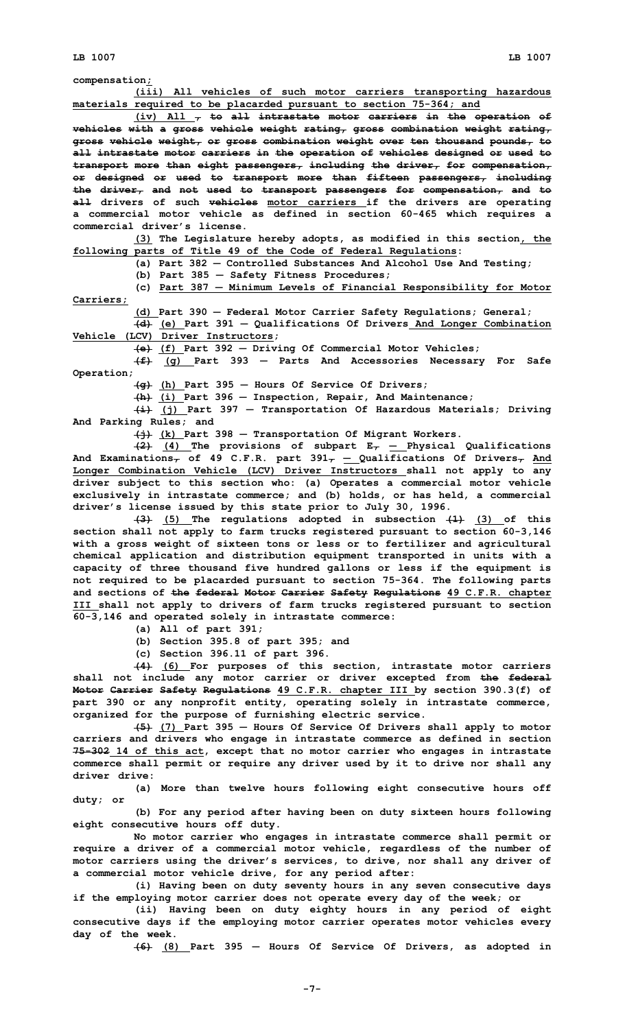compensation;

(iii) All vehicles of such motor carriers transporting hazardous materials required to be placarded pursuant to section 75-364; and

(iv) All , to all intrastate motor carriers in the operation of vehicles with a gross vehicle weight rating, gross combination weight rating, gross vehicle weight, or gross combination weight over ten thousand pounds, to all intrastate motor carriers in the operation of vehicles designed or used to transport more than eight passengers, including the driver, for compensation, or designed or used to transport more than fifteen passengers, including the driver, and not used to transport passengers for compensation, and to all drivers of such vehicles motor carriers if the drivers are operating a commercial motor vehicle as defined in section 60-465 which requires a commercial driver's license.

(3) The Legislature hereby adopts, as modified in this section, the following parts of Title 49 of the Code of Federal Regulations:

(a) Part 382 — Controlled Substances And Alcohol Use And Testing;

(b) Part 385 — Safety Fitness Procedures;

(c) Part 387 — Minimum Levels of Financial Responsibility for Motor Carriers;

(d) Part 390 — Federal Motor Carrier Safety Regulations; General;

(d) (e) Part 391 — Qualifications Of Drivers And Longer Combination Vehicle (LCV) Driver Instructors;

(e) (f) Part 392 — Driving Of Commercial Motor Vehicles;

(f) (g) Part 393 — Parts And Accessories Necessary For Safe Operation;

(g) (h) Part 395 — Hours Of Service Of Drivers;

(h) (i) Part 396 — Inspection, Repair, And Maintenance;

(i) (j) Part 397 — Transportation Of Hazardous Materials; Driving And Parking Rules; and

(j) (k) Part 398 — Transportation Of Migrant Workers.

(2) (4) The provisions of subpart E, — Physical Qualifications And Examinations, of 49 C.F.R. part 391, — Qualifications Of Drivers, And Longer Combination Vehicle (LCV) Driver Instructors shall not apply to any driver subject to this section who: (a) Operates a commercial motor vehicle exclusively in intrastate commerce; and (b) holds, or has held, a commercial driver's license issued by this state prior to July 30, 1996.

(3) (5) The regulations adopted in subsection (1) (3) of this section shall not apply to farm trucks registered pursuant to section 60-3,146 with a gross weight of sixteen tons or less or to fertilizer and agricultural chemical application and distribution equipment transported in units with a capacity of three thousand five hundred gallons or less if the equipment is not required to be placarded pursuant to section 75-364. The following parts and sections of the federal Motor Carrier Safety Regulations 49 C.F.R. chapter III shall not apply to drivers of farm trucks registered pursuant to section 60-3,146 and operated solely in intrastate commerce:

(a) All of part 391;

(b) Section 395.8 of part 395; and

(c) Section 396.11 of part 396.

(4) (6) For purposes of this section, intrastate motor carriers shall not include any motor carrier or driver excepted from the federal Motor Carrier Safety Regulations 49 C.F.R. chapter III by section 390.3(f) of part 390 or any nonprofit entity, operating solely in intrastate commerce, organized for the purpose of furnishing electric service.

(5) (7) Part 395 — Hours Of Service Of Drivers shall apply to motor carriers and drivers who engage in intrastate commerce as defined in section 75-302 14 of this act, except that no motor carrier who engages in intrastate commerce shall permit or require any driver used by it to drive nor shall any driver drive:

(a) More than twelve hours following eight consecutive hours off duty; or

(b) For any period after having been on duty sixteen hours following eight consecutive hours off duty.

No motor carrier who engages in intrastate commerce shall permit or require a driver of a commercial motor vehicle, regardless of the number of motor carriers using the driver's services, to drive, nor shall any driver of a commercial motor vehicle drive, for any period after:

(i) Having been on duty seventy hours in any seven consecutive days if the employing motor carrier does not operate every day of the week; or

(ii) Having been on duty eighty hours in any period of eight consecutive days if the employing motor carrier operates motor vehicles every day of the week.

(6) (8) Part 395 — Hours Of Service Of Drivers, as adopted in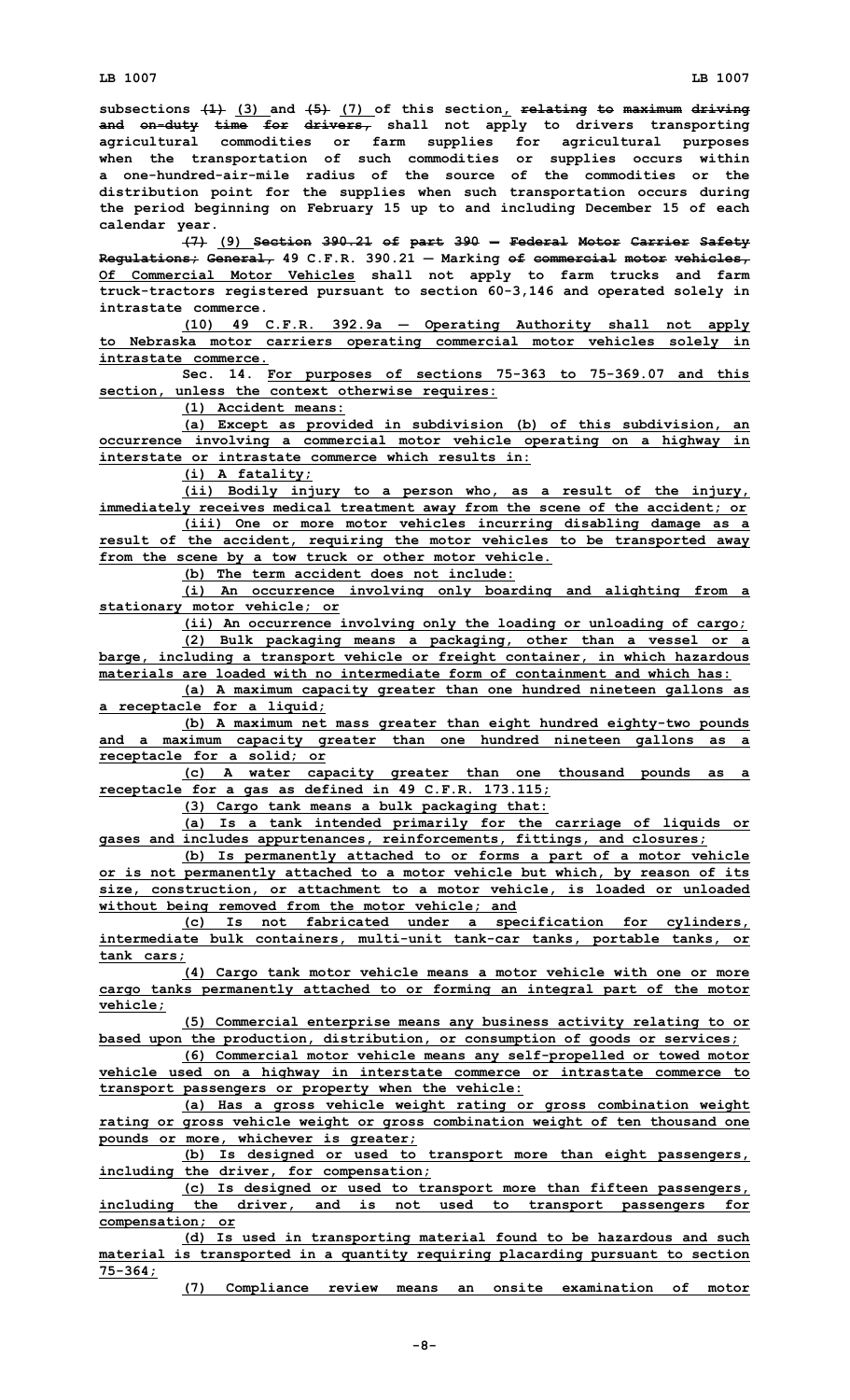subsections ~~(1)~~ (3) and ~~(5)~~ (7) of this section, ~~relating to maximum driving and on-duty time for drivers,~~ shall not apply to drivers transporting agricultural commodities or farm supplies for agricultural purposes when the transportation of such commodities or supplies occurs within a one-hundred-air-mile radius of the source of the commodities or the distribution point for the supplies when such transportation occurs during the period beginning on February 15 up to and including December 15 of each calendar year.

~~(7)~~ (9) ~~Section 390.21 of part 390 — Federal Motor Carrier Safety Regulations; General,~~ 49 C.F.R. 390.21 — Marking ~~of commercial motor vehicles,~~ Of Commercial Motor Vehicles shall not apply to farm trucks and farm truck-tractors registered pursuant to section 60-3,146 and operated solely in intrastate commerce.

(10) 49 C.F.R. 392.9a — Operating Authority shall not apply to Nebraska motor carriers operating commercial motor vehicles solely in intrastate commerce.

Sec. 14. For purposes of sections 75-363 to 75-369.07 and this section, unless the context otherwise requires:

(1) Accident means:

(a) Except as provided in subdivision (b) of this subdivision, an occurrence involving a commercial motor vehicle operating on a highway in interstate or intrastate commerce which results in:

(i) A fatality;

(ii) Bodily injury to a person who, as a result of the injury, immediately receives medical treatment away from the scene of the accident; or

(iii) One or more motor vehicles incurring disabling damage as a result of the accident, requiring the motor vehicles to be transported away from the scene by a tow truck or other motor vehicle.

(b) The term accident does not include:

(i) An occurrence involving only boarding and alighting from a stationary motor vehicle; or

(ii) An occurrence involving only the loading or unloading of cargo;

(2) Bulk packaging means a packaging, other than a vessel or a barge, including a transport vehicle or freight container, in which hazardous materials are loaded with no intermediate form of containment and which has:

(a) A maximum capacity greater than one hundred nineteen gallons as a receptacle for a liquid;

(b) A maximum net mass greater than eight hundred eighty-two pounds and a maximum capacity greater than one hundred nineteen gallons as a receptacle for a solid; or

(c) A water capacity greater than one thousand pounds as a receptacle for a gas as defined in 49 C.F.R. 173.115;

(3) Cargo tank means a bulk packaging that:

(a) Is a tank intended primarily for the carriage of liquids or gases and includes appurtenances, reinforcements, fittings, and closures;

(b) Is permanently attached to or forms a part of a motor vehicle or is not permanently attached to a motor vehicle but which, by reason of its size, construction, or attachment to a motor vehicle, is loaded or unloaded without being removed from the motor vehicle; and

(c) Is not fabricated under a specification for cylinders, intermediate bulk containers, multi-unit tank-car tanks, portable tanks, or tank cars;

(4) Cargo tank motor vehicle means a motor vehicle with one or more cargo tanks permanently attached to or forming an integral part of the motor vehicle;

(5) Commercial enterprise means any business activity relating to or based upon the production, distribution, or consumption of goods or services;

(6) Commercial motor vehicle means any self-propelled or towed motor vehicle used on a highway in interstate commerce or intrastate commerce to transport passengers or property when the vehicle:

(a) Has a gross vehicle weight rating or gross combination weight rating or gross vehicle weight or gross combination weight of ten thousand one pounds or more, whichever is greater;

(b) Is designed or used to transport more than eight passengers, including the driver, for compensation;

(c) Is designed or used to transport more than fifteen passengers, including the driver, and is not used to transport passengers for compensation; or

(d) Is used in transporting material found to be hazardous and such material is transported in a quantity requiring placarding pursuant to section 75-364;

(7) Compliance review means an onsite examination of motor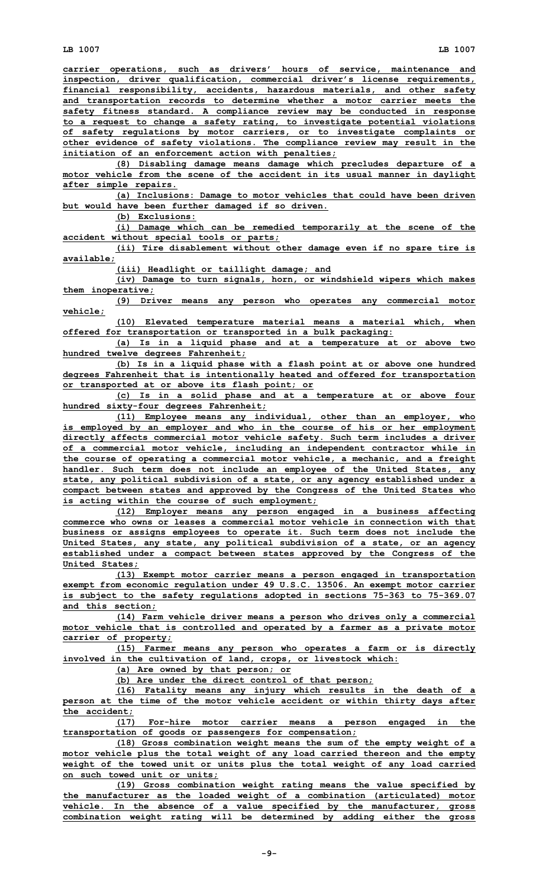carrier operations, such as drivers' hours of service, maintenance and inspection, driver qualification, commercial driver's license requirements, financial responsibility, accidents, hazardous materials, and other safety and transportation records to determine whether a motor carrier meets the safety fitness standard. A compliance review may be conducted in response to a request to change a safety rating, to investigate potential violations of safety regulations by motor carriers, or to investigate complaints or other evidence of safety violations. The compliance review may result in the initiation of an enforcement action with penalties;

(8) Disabling damage means damage which precludes departure of a motor vehicle from the scene of the accident in its usual manner in daylight after simple repairs.

(a) Inclusions: Damage to motor vehicles that could have been driven but would have been further damaged if so driven.

(b) Exclusions:

(i) Damage which can be remedied temporarily at the scene of the accident without special tools or parts;

(ii) Tire disablement without other damage even if no spare tire is available;

(iii) Headlight or taillight damage; and

(iv) Damage to turn signals, horn, or windshield wipers which makes them inoperative;

(9) Driver means any person who operates any commercial motor vehicle;

(10) Elevated temperature material means a material which, when offered for transportation or transported in a bulk packaging:

(a) Is in a liquid phase and at a temperature at or above two hundred twelve degrees Fahrenheit;

(b) Is in a liquid phase with a flash point at or above one hundred degrees Fahrenheit that is intentionally heated and offered for transportation or transported at or above its flash point; or

(c) Is in a solid phase and at a temperature at or above four hundred sixty-four degrees Fahrenheit;

(11) Employee means any individual, other than an employer, who is employed by an employer and who in the course of his or her employment directly affects commercial motor vehicle safety. Such term includes a driver of a commercial motor vehicle, including an independent contractor while in the course of operating a commercial motor vehicle, a mechanic, and a freight handler. Such term does not include an employee of the United States, any state, any political subdivision of a state, or any agency established under a compact between states and approved by the Congress of the United States who is acting within the course of such employment;

(12) Employer means any person engaged in a business affecting commerce who owns or leases a commercial motor vehicle in connection with that business or assigns employees to operate it. Such term does not include the United States, any state, any political subdivision of a state, or an agency established under a compact between states approved by the Congress of the United States;

(13) Exempt motor carrier means a person engaged in transportation exempt from economic regulation under 49 U.S.C. 13506. An exempt motor carrier is subject to the safety regulations adopted in sections 75-363 to 75-369.07 and this section;

(14) Farm vehicle driver means a person who drives only a commercial motor vehicle that is controlled and operated by a farmer as a private motor carrier of property;

(15) Farmer means any person who operates a farm or is directly involved in the cultivation of land, crops, or livestock which:

(a) Are owned by that person; or

(b) Are under the direct control of that person;

(16) Fatality means any injury which results in the death of a person at the time of the motor vehicle accident or within thirty days after the accident;

(17) For-hire motor carrier means a person engaged in the transportation of goods or passengers for compensation;

(18) Gross combination weight means the sum of the empty weight of a motor vehicle plus the total weight of any load carried thereon and the empty weight of the towed unit or units plus the total weight of any load carried on such towed unit or units;

(19) Gross combination weight rating means the value specified by the manufacturer as the loaded weight of a combination (articulated) motor vehicle. In the absence of a value specified by the manufacturer, gross combination weight rating will be determined by adding either the gross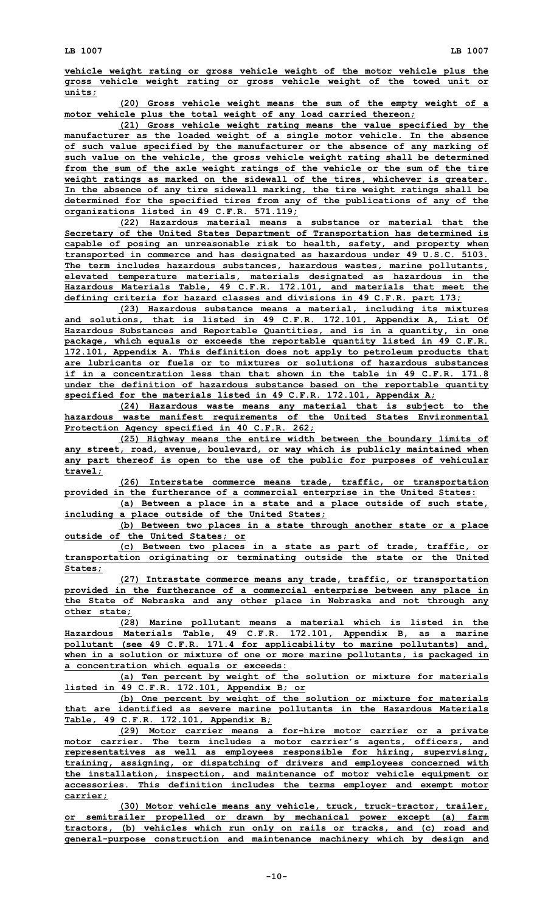vehicle weight rating or gross vehicle weight of the motor vehicle plus the gross vehicle weight rating or gross vehicle weight of the towed unit or units;

(20) Gross vehicle weight means the sum of the empty weight of a motor vehicle plus the total weight of any load carried thereon;

(21) Gross vehicle weight rating means the value specified by the manufacturer as the loaded weight of a single motor vehicle. In the absence of such value specified by the manufacturer or the absence of any marking of such value on the vehicle, the gross vehicle weight rating shall be determined from the sum of the axle weight ratings of the vehicle or the sum of the tire weight ratings as marked on the sidewall of the tires, whichever is greater. In the absence of any tire sidewall marking, the tire weight ratings shall be determined for the specified tires from any of the publications of any of the organizations listed in 49 C.F.R. 571.119;

(22) Hazardous material means a substance or material that the Secretary of the United States Department of Transportation has determined is capable of posing an unreasonable risk to health, safety, and property when transported in commerce and has designated as hazardous under 49 U.S.C. 5103. The term includes hazardous substances, hazardous wastes, marine pollutants, elevated temperature materials, materials designated as hazardous in the Hazardous Materials Table, 49 C.F.R. 172.101, and materials that meet the defining criteria for hazard classes and divisions in 49 C.F.R. part 173;

(23) Hazardous substance means a material, including its mixtures and solutions, that is listed in 49 C.F.R. 172.101, Appendix A, List Of Hazardous Substances and Reportable Quantities, and is in a quantity, in one package, which equals or exceeds the reportable quantity listed in 49 C.F.R. 172.101, Appendix A. This definition does not apply to petroleum products that are lubricants or fuels or to mixtures or solutions of hazardous substances if in a concentration less than that shown in the table in 49 C.F.R. 171.8 under the definition of hazardous substance based on the reportable quantity specified for the materials listed in 49 C.F.R. 172.101, Appendix A;

(24) Hazardous waste means any material that is subject to the hazardous waste manifest requirements of the United States Environmental Protection Agency specified in 40 C.F.R. 262;

(25) Highway means the entire width between the boundary limits of any street, road, avenue, boulevard, or way which is publicly maintained when any part thereof is open to the use of the public for purposes of vehicular travel;

(26) Interstate commerce means trade, traffic, or transportation provided in the furtherance of a commercial enterprise in the United States:

(a) Between a place in a state and a place outside of such state, including a place outside of the United States;

(b) Between two places in a state through another state or a place outside of the United States; or

(c) Between two places in a state as part of trade, traffic, or transportation originating or terminating outside the state or the United States;

(27) Intrastate commerce means any trade, traffic, or transportation provided in the furtherance of a commercial enterprise between any place in the State of Nebraska and any other place in Nebraska and not through any other state;

(28) Marine pollutant means a material which is listed in the Hazardous Materials Table, 49 C.F.R. 172.101, Appendix B, as a marine pollutant (see 49 C.F.R. 171.4 for applicability to marine pollutants) and, when in a solution or mixture of one or more marine pollutants, is packaged in a concentration which equals or exceeds:

(a) Ten percent by weight of the solution or mixture for materials listed in 49 C.F.R. 172.101, Appendix B; or

(b) One percent by weight of the solution or mixture for materials that are identified as severe marine pollutants in the Hazardous Materials Table, 49 C.F.R. 172.101, Appendix B;

(29) Motor carrier means a for-hire motor carrier or a private motor carrier. The term includes a motor carrier's agents, officers, and representatives as well as employees responsible for hiring, supervising, training, assigning, or dispatching of drivers and employees concerned with the installation, inspection, and maintenance of motor vehicle equipment or accessories. This definition includes the terms employer and exempt motor carrier;

(30) Motor vehicle means any vehicle, truck, truck-tractor, trailer, or semitrailer propelled or drawn by mechanical power except (a) farm tractors, (b) vehicles which run only on rails or tracks, and (c) road and general-purpose construction and maintenance machinery which by design and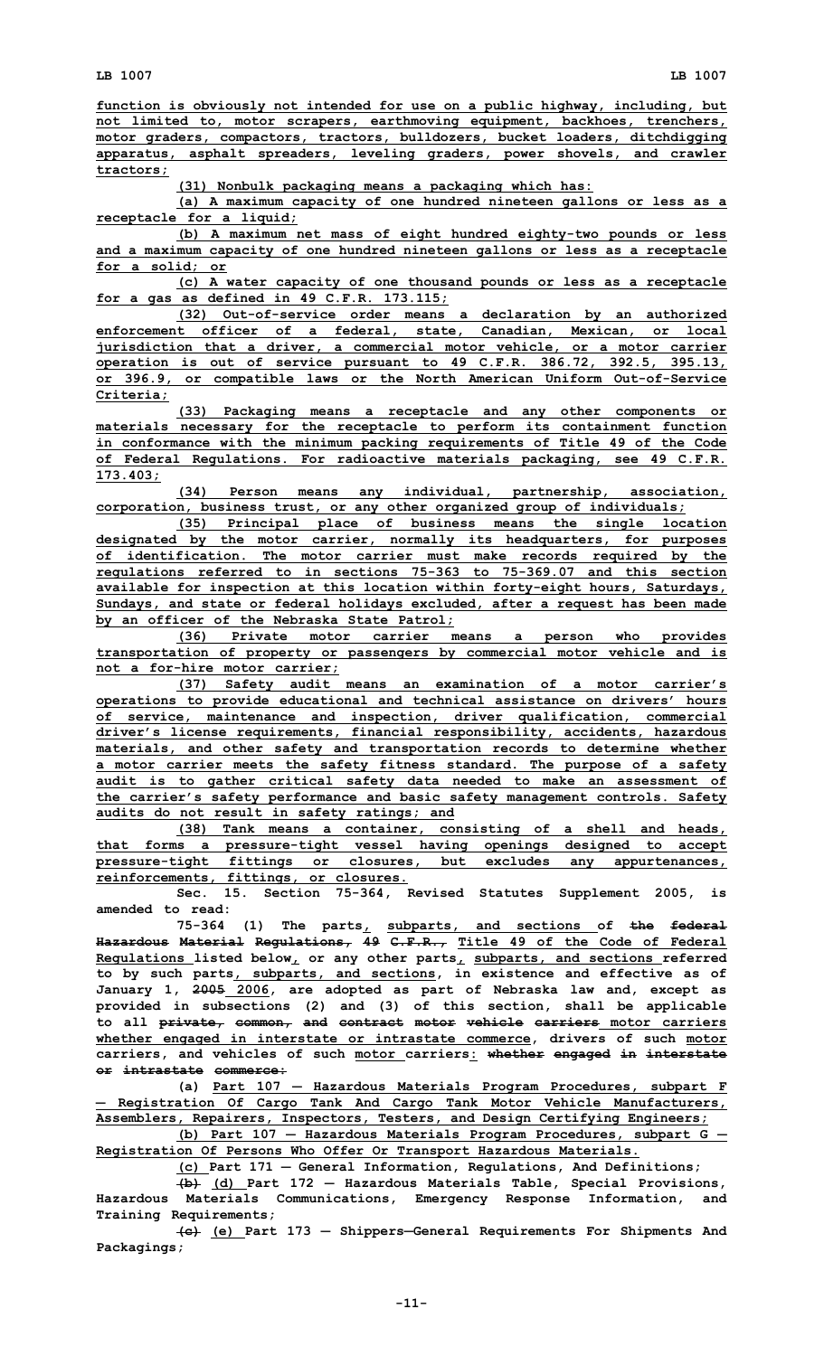function is obviously not intended for use on a public highway, including, but not limited to, motor scrapers, earthmoving equipment, backhoes, trenchers, motor graders, compactors, tractors, bulldozers, bucket loaders, ditchdigging apparatus, asphalt spreaders, leveling graders, power shovels, and crawler tractors;

(31) Nonbulk packaging means a packaging which has:

(a) A maximum capacity of one hundred nineteen gallons or less as a receptacle for a liquid;

(b) A maximum net mass of eight hundred eighty-two pounds or less and a maximum capacity of one hundred nineteen gallons or less as a receptacle for a solid; or

(c) A water capacity of one thousand pounds or less as a receptacle for a gas as defined in 49 C.F.R. 173.115;

(32) Out-of-service order means a declaration by an authorized enforcement officer of a federal, state, Canadian, Mexican, or local jurisdiction that a driver, a commercial motor vehicle, or a motor carrier operation is out of service pursuant to 49 C.F.R. 386.72, 392.5, 395.13, or 396.9, or compatible laws or the North American Uniform Out-of-Service Criteria;

(33) Packaging means a receptacle and any other components or materials necessary for the receptacle to perform its containment function in conformance with the minimum packing requirements of Title 49 of the Code of Federal Regulations. For radioactive materials packaging, see 49 C.F.R. 173.403;

(34) Person means any individual, partnership, association, corporation, business trust, or any other organized group of individuals;

(35) Principal place of business means the single location designated by the motor carrier, normally its headquarters, for purposes of identification. The motor carrier must make records required by the regulations referred to in sections 75-363 to 75-369.07 and this section available for inspection at this location within forty-eight hours, Saturdays, Sundays, and state or federal holidays excluded, after a request has been made by an officer of the Nebraska State Patrol;

(36) Private motor carrier means a person who provides transportation of property or passengers by commercial motor vehicle and is not a for-hire motor carrier;

(37) Safety audit means an examination of a motor carrier's operations to provide educational and technical assistance on drivers' hours of service, maintenance and inspection, driver qualification, commercial driver's license requirements, financial responsibility, accidents, hazardous materials, and other safety and transportation records to determine whether a motor carrier meets the safety fitness standard. The purpose of a safety audit is to gather critical safety data needed to make an assessment of the carrier's safety performance and basic safety management controls. Safety audits do not result in safety ratings; and

(38) Tank means a container, consisting of a shell and heads, that forms a pressure-tight vessel having openings designed to accept pressure-tight fittings or closures, but excludes any appurtenances, reinforcements, fittings, or closures.

Sec. 15. Section 75-364, Revised Statutes Supplement 2005, is amended to read:

75-364 (1) The parts, subparts, and sections of ~~the federal Hazardous Material Regulations, 49 C.F.R.,~~ Title 49 of the Code of Federal Regulations listed below, or any other parts, subparts, and sections referred to by such parts, subparts, and sections, in existence and effective as of January 1, ~~2005~~ 2006, are adopted as part of Nebraska law and, except as provided in subsections (2) and (3) of this section, shall be applicable to all ~~private, common, and contract motor vehicle carriers~~ motor carriers whether engaged in interstate or intrastate commerce, drivers of such motor carriers, and vehicles of such motor carriers: ~~whether engaged in interstate or intrastate commerce:~~

(a) Part 107 — Hazardous Materials Program Procedures, subpart F — Registration Of Cargo Tank And Cargo Tank Motor Vehicle Manufacturers, Assemblers, Repairers, Inspectors, Testers, and Design Certifying Engineers;

(b) Part 107 — Hazardous Materials Program Procedures, subpart G — Registration Of Persons Who Offer Or Transport Hazardous Materials.

(c) Part 171 — General Information, Regulations, And Definitions;

~~(b)~~ (d) Part 172 — Hazardous Materials Table, Special Provisions, Hazardous Materials Communications, Emergency Response Information, and Training Requirements;

~~(c)~~ (e) Part 173 — Shippers—General Requirements For Shipments And Packagings;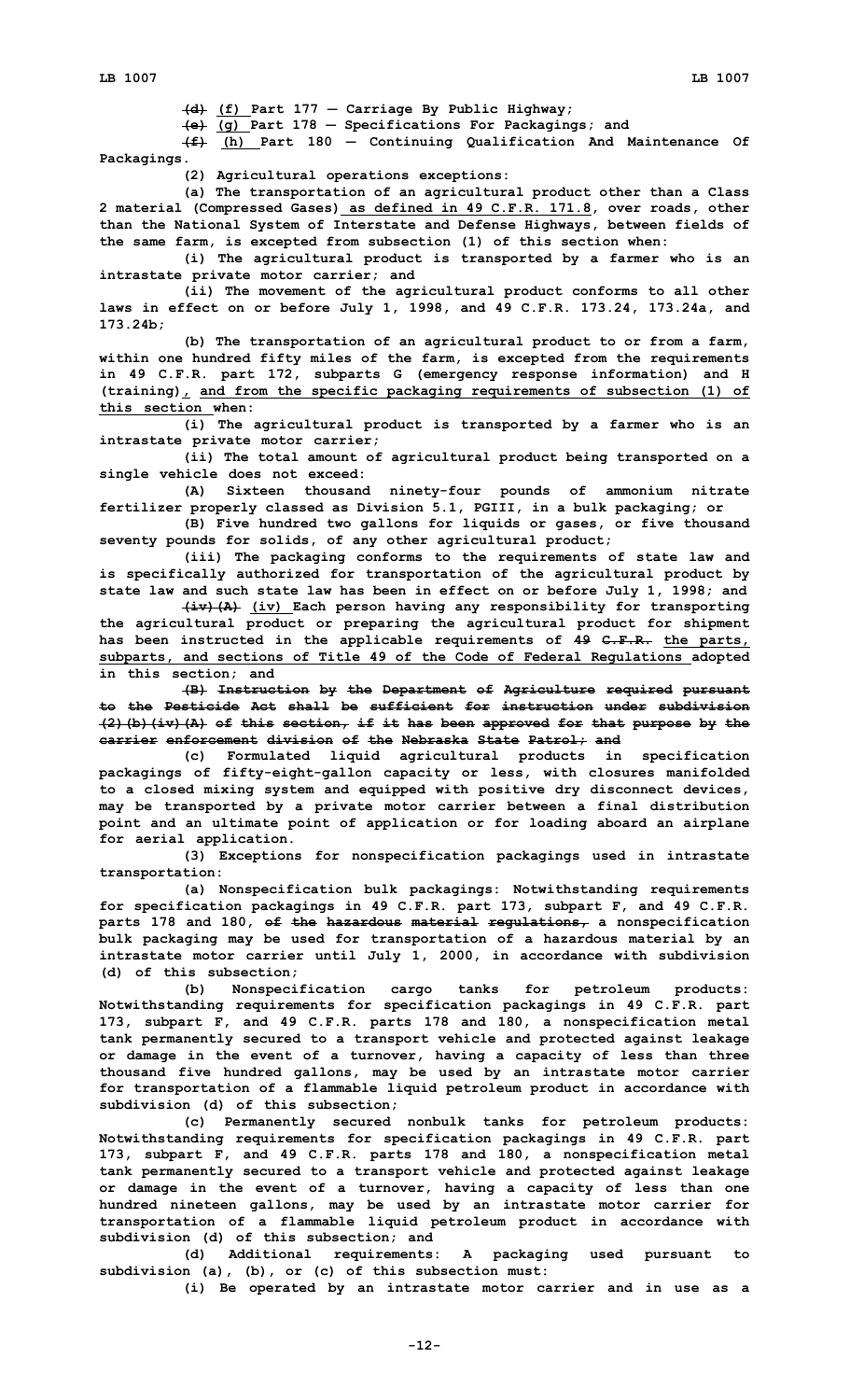~~(d)~~ <u>(f)</u> Part 177 — Carriage By Public Highway;

~~(e)~~ <u>(g)</u> Part 178 — Specifications For Packagings; and

~~(f)~~ <u>(h)</u> Part 180 — Continuing Qualification And Maintenance Of Packagings.

(2) Agricultural operations exceptions:

(a) The transportation of an agricultural product other than a Class 2 material (Compressed Gases) <u>as defined in 49 C.F.R. 171.8</u>, over roads, other than the National System of Interstate and Defense Highways, between fields of the same farm, is excepted from subsection (1) of this section when:

(i) The agricultural product is transported by a farmer who is an intrastate private motor carrier; and

(ii) The movement of the agricultural product conforms to all other laws in effect on or before July 1, 1998, and 49 C.F.R. 173.24, 173.24a, and 173.24b;

(b) The transportation of an agricultural product to or from a farm, within one hundred fifty miles of the farm, is excepted from the requirements in 49 C.F.R. part 172, subparts G (emergency response information) and H (training)<u>, and from the specific packaging requirements of subsection (1) of this section</u> when:

(i) The agricultural product is transported by a farmer who is an intrastate private motor carrier;

(ii) The total amount of agricultural product being transported on a single vehicle does not exceed:

(A) Sixteen thousand ninety-four pounds of ammonium nitrate fertilizer properly classed as Division 5.1, PGIII, in a bulk packaging; or

(B) Five hundred two gallons for liquids or gases, or five thousand seventy pounds for solids, of any other agricultural product;

(iii) The packaging conforms to the requirements of state law and is specifically authorized for transportation of the agricultural product by state law and such state law has been in effect on or before July 1, 1998; and

~~(iv)(A)~~ <u>(iv)</u> Each person having any responsibility for transporting the agricultural product or preparing the agricultural product for shipment has been instructed in the applicable requirements of ~~49 C.F.R.~~ <u>the parts, subparts, and sections of Title 49 of the Code of Federal Regulations</u> adopted in this section; and

~~(B) Instruction by the Department of Agriculture required pursuant to the Pesticide Act shall be sufficient for instruction under subdivision (2)(b)(iv)(A) of this section, if it has been approved for that purpose by the carrier enforcement division of the Nebraska State Patrol; and~~

(c) Formulated liquid agricultural products in specification packagings of fifty-eight-gallon capacity or less, with closures manifolded to a closed mixing system and equipped with positive dry disconnect devices, may be transported by a private motor carrier between a final distribution point and an ultimate point of application or for loading aboard an airplane for aerial application.

(3) Exceptions for nonspecification packagings used in intrastate transportation:

(a) Nonspecification bulk packagings: Notwithstanding requirements for specification packagings in 49 C.F.R. part 173, subpart F, and 49 C.F.R. parts 178 and 180, ~~of the hazardous material regulations,~~ a nonspecification bulk packaging may be used for transportation of a hazardous material by an intrastate motor carrier until July 1, 2000, in accordance with subdivision (d) of this subsection;

(b) Nonspecification cargo tanks for petroleum products: Notwithstanding requirements for specification packagings in 49 C.F.R. part 173, subpart F, and 49 C.F.R. parts 178 and 180, a nonspecification metal tank permanently secured to a transport vehicle and protected against leakage or damage in the event of a turnover, having a capacity of less than three thousand five hundred gallons, may be used by an intrastate motor carrier for transportation of a flammable liquid petroleum product in accordance with subdivision (d) of this subsection;

(c) Permanently secured nonbulk tanks for petroleum products: Notwithstanding requirements for specification packagings in 49 C.F.R. part 173, subpart F, and 49 C.F.R. parts 178 and 180, a nonspecification metal tank permanently secured to a transport vehicle and protected against leakage or damage in the event of a turnover, having a capacity of less than one hundred nineteen gallons, may be used by an intrastate motor carrier for transportation of a flammable liquid petroleum product in accordance with subdivision (d) of this subsection; and

(d) Additional requirements: A packaging used pursuant to subdivision (a), (b), or (c) of this subsection must:

(i) Be operated by an intrastate motor carrier and in use as a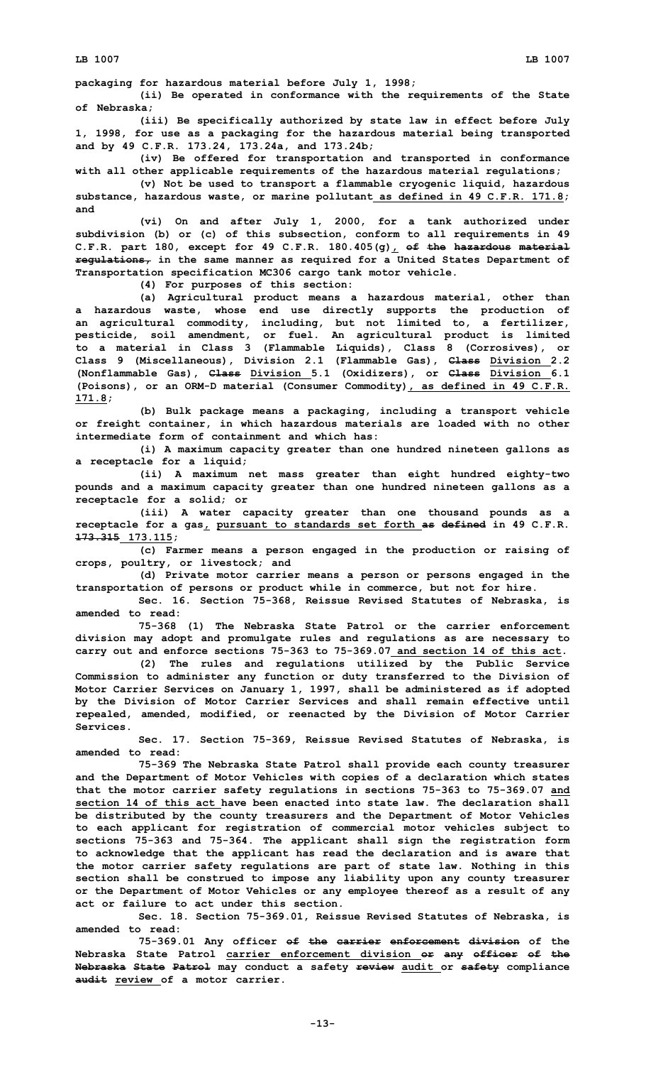packaging for hazardous material before July 1, 1998;

(ii) Be operated in conformance with the requirements of the State of Nebraska;

(iii) Be specifically authorized by state law in effect before July 1, 1998, for use as a packaging for the hazardous material being transported and by 49 C.F.R. 173.24, 173.24a, and 173.24b;

(iv) Be offered for transportation and transported in conformance with all other applicable requirements of the hazardous material regulations;

(v) Not be used to transport a flammable cryogenic liquid, hazardous substance, hazardous waste, or marine pollutant as defined in 49 C.F.R. 171.8; and

(vi) On and after July 1, 2000, for a tank authorized under subdivision (b) or (c) of this subsection, conform to all requirements in 49 C.F.R. part 180, except for 49 C.F.R. 180.405(g), ~~of the hazardous material regulations,~~ in the same manner as required for a United States Department of Transportation specification MC306 cargo tank motor vehicle.

(4) For purposes of this section:

(a) Agricultural product means a hazardous material, other than a hazardous waste, whose end use directly supports the production of an agricultural commodity, including, but not limited to, a fertilizer, pesticide, soil amendment, or fuel. An agricultural product is limited to a material in Class 3 (Flammable Liquids), Class 8 (Corrosives), or Class 9 (Miscellaneous), Division 2.1 (Flammable Gas), ~~Class~~ Division 2.2 (Nonflammable Gas), ~~Class~~ Division 5.1 (Oxidizers), or ~~Class~~ Division 6.1 (Poisons), or an ORM-D material (Consumer Commodity), as defined in 49 C.F.R. 171.8;

(b) Bulk package means a packaging, including a transport vehicle or freight container, in which hazardous materials are loaded with no other intermediate form of containment and which has:

(i) A maximum capacity greater than one hundred nineteen gallons as a receptacle for a liquid;

(ii) A maximum net mass greater than eight hundred eighty-two pounds and a maximum capacity greater than one hundred nineteen gallons as a receptacle for a solid; or

(iii) A water capacity greater than one thousand pounds as a receptacle for a gas, pursuant to standards set forth ~~as defined~~ in 49 C.F.R. ~~173.315~~ 173.115;

(c) Farmer means a person engaged in the production or raising of crops, poultry, or livestock; and

(d) Private motor carrier means a person or persons engaged in the transportation of persons or product while in commerce, but not for hire.

Sec. 16. Section 75-368, Reissue Revised Statutes of Nebraska, is amended to read:

75-368 (1) The Nebraska State Patrol or the carrier enforcement division may adopt and promulgate rules and regulations as are necessary to carry out and enforce sections 75-363 to 75-369.07 and section 14 of this act.

(2) The rules and regulations utilized by the Public Service Commission to administer any function or duty transferred to the Division of Motor Carrier Services on January 1, 1997, shall be administered as if adopted by the Division of Motor Carrier Services and shall remain effective until repealed, amended, modified, or reenacted by the Division of Motor Carrier Services.

Sec. 17. Section 75-369, Reissue Revised Statutes of Nebraska, is amended to read:

75-369 The Nebraska State Patrol shall provide each county treasurer and the Department of Motor Vehicles with copies of a declaration which states that the motor carrier safety regulations in sections 75-363 to 75-369.07 and section 14 of this act have been enacted into state law. The declaration shall be distributed by the county treasurers and the Department of Motor Vehicles to each applicant for registration of commercial motor vehicles subject to sections 75-363 and 75-364. The applicant shall sign the registration form to acknowledge that the applicant has read the declaration and is aware that the motor carrier safety regulations are part of state law. Nothing in this section shall be construed to impose any liability upon any county treasurer or the Department of Motor Vehicles or any employee thereof as a result of any act or failure to act under this section.

Sec. 18. Section 75-369.01, Reissue Revised Statutes of Nebraska, is amended to read:

75-369.01 Any officer ~~of the carrier enforcement division~~ of the Nebraska State Patrol carrier enforcement division ~~or any officer of the Nebraska State Patrol~~ may conduct a safety ~~review~~ audit or ~~safety~~ compliance ~~audit~~ review of a motor carrier.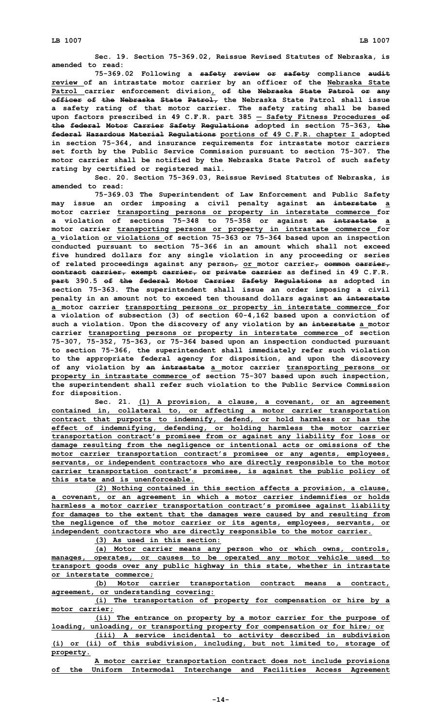**Sec. 19. Section 75-369.02, Reissue Revised Statutes of Nebraska, is amended to read:**

**75-369.02 Following a ~~safety review or safety~~ compliance ~~audit~~ review of an intrastate motor carrier by an officer of the Nebraska State Patrol carrier enforcement division, ~~of the Nebraska State Patrol or any officer of the Nebraska State Patrol,~~ the Nebraska State Patrol shall issue a safety rating of that motor carrier. The safety rating shall be based upon factors prescribed in 49 C.F.R. part 385 — Safety Fitness Procedures ~~of the federal Motor Carrier Safety Regulations~~ adopted in section 75-363, ~~the federal Hazardous Material Regulations~~ portions of 49 C.F.R. chapter I adopted in section 75-364, and insurance requirements for intrastate motor carriers set forth by the Public Service Commission pursuant to section 75-307. The motor carrier shall be notified by the Nebraska State Patrol of such safety rating by certified or registered mail.**

**Sec. 20. Section 75-369.03, Reissue Revised Statutes of Nebraska, is amended to read:**

**75-369.03 The Superintendent of Law Enforcement and Public Safety may issue an order imposing a civil penalty against ~~an interstate~~ a motor carrier transporting persons or property in interstate commerce for a violation of sections 75-348 to 75-358 or against ~~an intrastate~~ a motor carrier transporting persons or property in intrastate commerce for a violation or violations of section 75-363 or 75-364 based upon an inspection conducted pursuant to section 75-366 in an amount which shall not exceed five hundred dollars for any single violation in any proceeding or series of related proceedings against any person~~,~~ or motor carrier~~, common carrier, contract carrier, exempt carrier, or private carrier~~ as defined in 49 C.F.R. ~~part~~ 390.5 ~~of the federal Motor Carrier Safety Regulations~~ as adopted in section 75-363. The superintendent shall issue an order imposing a civil penalty in an amount not to exceed ten thousand dollars against ~~an interstate~~ a motor carrier transporting persons or property in interstate commerce for a violation of subsection (3) of section 60-4,162 based upon a conviction of such a violation. Upon the discovery of any violation by ~~an interstate~~ a motor carrier transporting persons or property in interstate commerce of section 75-307, 75-352, 75-363, or 75-364 based upon an inspection conducted pursuant to section 75-366, the superintendent shall immediately refer such violation to the appropriate federal agency for disposition, and upon the discovery of any violation by ~~an intrastate~~ a motor carrier transporting persons or property in intrastate commerce of section 75-307 based upon such inspection, the superintendent shall refer such violation to the Public Service Commission for disposition.**

**Sec. 21. (1) A provision, a clause, a covenant, or an agreement contained in, collateral to, or affecting a motor carrier transportation contract that purports to indemnify, defend, or hold harmless or has the effect of indemnifying, defending, or holding harmless the motor carrier transportation contract's promisee from or against any liability for loss or damage resulting from the negligence or intentional acts or omissions of the motor carrier transportation contract's promisee or any agents, employees, servants, or independent contractors who are directly responsible to the motor carrier transportation contract's promisee, is against the public policy of this state and is unenforceable.**

**(2) Nothing contained in this section affects a provision, a clause, a covenant, or an agreement in which a motor carrier indemnifies or holds harmless a motor carrier transportation contract's promisee against liability for damages to the extent that the damages were caused by and resulting from the negligence of the motor carrier or its agents, employees, servants, or independent contractors who are directly responsible to the motor carrier.**

**(3) As used in this section:**

**(a) Motor carrier means any person who or which owns, controls, manages, operates, or causes to be operated any motor vehicle used to transport goods over any public highway in this state, whether in intrastate or interstate commerce;**

**(b) Motor carrier transportation contract means a contract, agreement, or understanding covering:**

**(i) The transportation of property for compensation or hire by a motor carrier;**

**(ii) The entrance on property by a motor carrier for the purpose of loading, unloading, or transporting property for compensation or for hire; or**

**(iii) A service incidental to activity described in subdivision (i) or (ii) of this subdivision, including, but not limited to, storage of property.**

**A motor carrier transportation contract does not include provisions of the Uniform Intermodal Interchange and Facilities Access Agreement**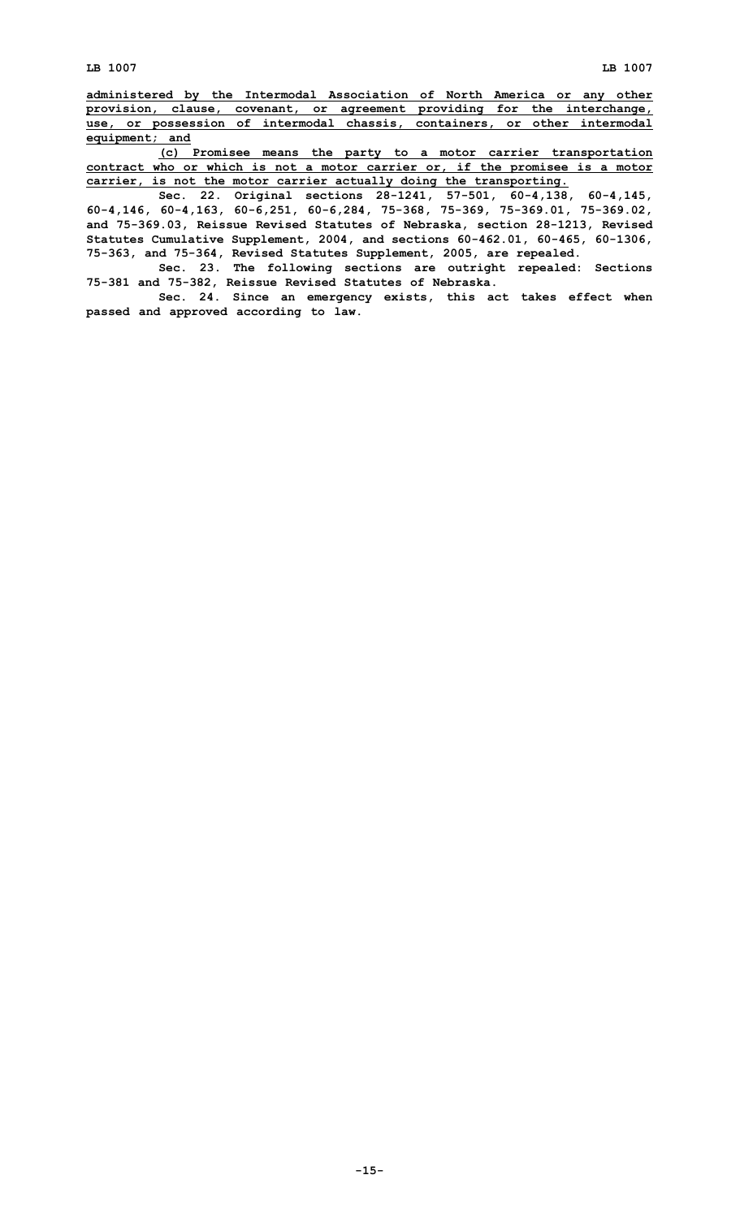administered by the Intermodal Association of North America or any other provision, clause, covenant, or agreement providing for the interchange, use, or possession of intermodal chassis, containers, or other intermodal equipment; and

(c) Promisee means the party to a motor carrier transportation contract who or which is not a motor carrier or, if the promisee is a motor carrier, is not the motor carrier actually doing the transporting.

**Sec. 22. Original sections 28-1241, 57-501, 60-4,138, 60-4,145, 60-4,146, 60-4,163, 60-6,251, 60-6,284, 75-368, 75-369, 75-369.01, 75-369.02, and 75-369.03, Reissue Revised Statutes of Nebraska, section 28-1213, Revised Statutes Cumulative Supplement, 2004, and sections 60-462.01, 60-465, 60-1306, 75-363, and 75-364, Revised Statutes Supplement, 2005, are repealed.**

**Sec. 23. The following sections are outright repealed: Sections 75-381 and 75-382, Reissue Revised Statutes of Nebraska.**

**Sec. 24. Since an emergency exists, this act takes effect when passed and approved according to law.**